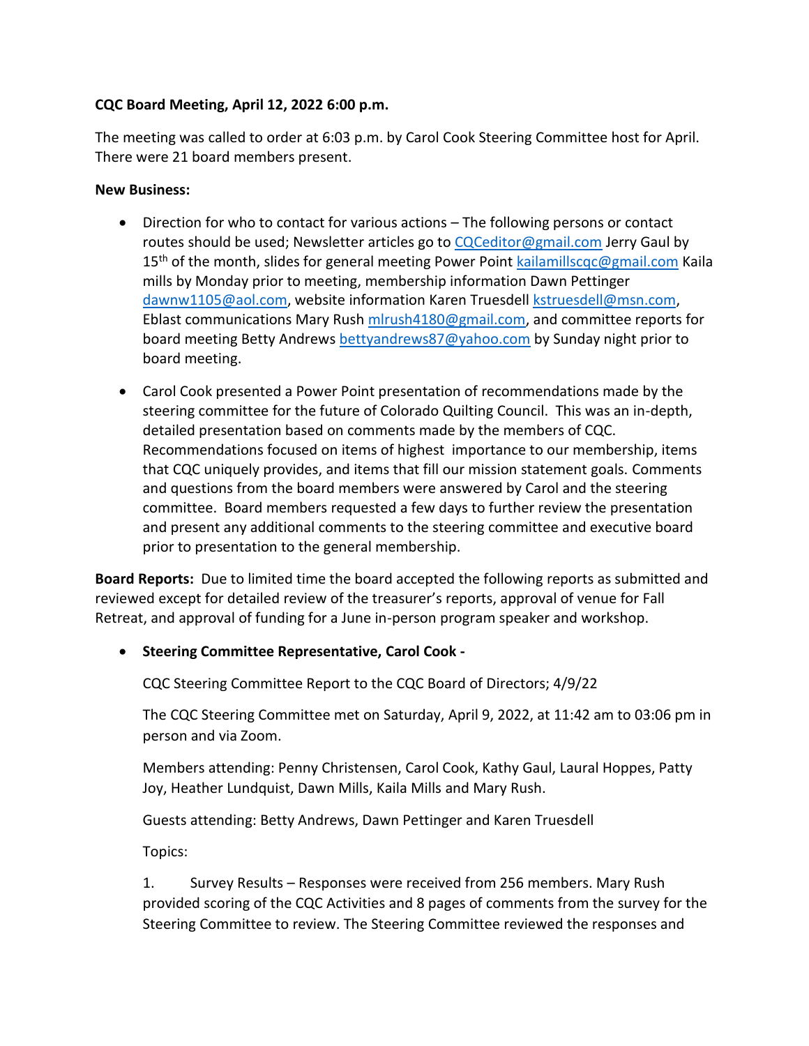**CQC Board Meeting, April 12, 2022 6:00 p.m.**

The meeting was called to order at 6:03 p.m. by Carol Cook Steering Committee host for April. There were 21 board members present.

**New Business:**

- Direction for who to contact for various actions – The following persons or contact routes should be used; Newsletter articles go to CQCeditor@gmail.com Jerry Gaul by 15th of the month, slides for general meeting Power Point kailamillscqc@gmail.com Kaila mills by Monday prior to meeting, membership information Dawn Pettinger dawnw1105@aol.com, website information Karen Truesdell kstruesdell@msn.com, Eblast communications Mary Rush mlrush4180@gmail.com, and committee reports for board meeting Betty Andrews bettyandrews87@yahoo.com by Sunday night prior to board meeting.
- Carol Cook presented a Power Point presentation of recommendations made by the steering committee for the future of Colorado Quilting Council. This was an in-depth, detailed presentation based on comments made by the members of CQC. Recommendations focused on items of highest importance to our membership, items that CQC uniquely provides, and items that fill our mission statement goals. Comments and questions from the board members were answered by Carol and the steering committee. Board members requested a few days to further review the presentation and present any additional comments to the steering committee and executive board prior to presentation to the general membership.

**Board Reports:** Due to limited time the board accepted the following reports as submitted and reviewed except for detailed review of the treasurer's reports, approval of venue for Fall Retreat, and approval of funding for a June in-person program speaker and workshop.

- **Steering Committee Representative, Carol Cook -**

  CQC Steering Committee Report to the CQC Board of Directors; 4/9/22

  The CQC Steering Committee met on Saturday, April 9, 2022, at 11:42 am to 03:06 pm in person and via Zoom.

  Members attending: Penny Christensen, Carol Cook, Kathy Gaul, Laural Hoppes, Patty Joy, Heather Lundquist, Dawn Mills, Kaila Mills and Mary Rush.

  Guests attending: Betty Andrews, Dawn Pettinger and Karen Truesdell

  Topics:

  1. Survey Results – Responses were received from 256 members. Mary Rush provided scoring of the CQC Activities and 8 pages of comments from the survey for the Steering Committee to review. The Steering Committee reviewed the responses and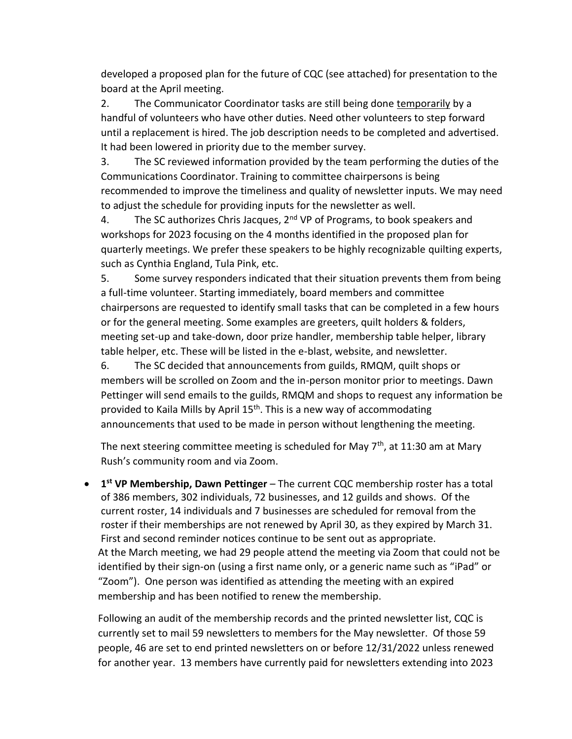developed a proposed plan for the future of CQC (see attached) for presentation to the board at the April meeting.

2. The Communicator Coordinator tasks are still being done <u>temporarily</u> by a handful of volunteers who have other duties. Need other volunteers to step forward until a replacement is hired. The job description needs to be completed and advertised. It had been lowered in priority due to the member survey.

3. The SC reviewed information provided by the team performing the duties of the Communications Coordinator. Training to committee chairpersons is being recommended to improve the timeliness and quality of newsletter inputs. We may need to adjust the schedule for providing inputs for the newsletter as well.

4. The SC authorizes Chris Jacques, 2nd VP of Programs, to book speakers and workshops for 2023 focusing on the 4 months identified in the proposed plan for quarterly meetings. We prefer these speakers to be highly recognizable quilting experts, such as Cynthia England, Tula Pink, etc.

5. Some survey responders indicated that their situation prevents them from being a full-time volunteer. Starting immediately, board members and committee chairpersons are requested to identify small tasks that can be completed in a few hours or for the general meeting. Some examples are greeters, quilt holders & folders, meeting set-up and take-down, door prize handler, membership table helper, library table helper, etc. These will be listed in the e-blast, website, and newsletter.

6. The SC decided that announcements from guilds, RMQM, quilt shops or members will be scrolled on Zoom and the in-person monitor prior to meetings. Dawn Pettinger will send emails to the guilds, RMQM and shops to request any information be provided to Kaila Mills by April 15th. This is a new way of accommodating announcements that used to be made in person without lengthening the meeting.

The next steering committee meeting is scheduled for May 7th, at 11:30 am at Mary Rush's community room and via Zoom.

- **1st VP Membership, Dawn Pettinger** – The current CQC membership roster has a total of 386 members, 302 individuals, 72 businesses, and 12 guilds and shows. Of the current roster, 14 individuals and 7 businesses are scheduled for removal from the roster if their memberships are not renewed by April 30, as they expired by March 31. First and second reminder notices continue to be sent out as appropriate.
  At the March meeting, we had 29 people attend the meeting via Zoom that could not be identified by their sign-on (using a first name only, or a generic name such as "iPad" or "Zoom"). One person was identified as attending the meeting with an expired membership and has been notified to renew the membership.

  Following an audit of the membership records and the printed newsletter list, CQC is currently set to mail 59 newsletters to members for the May newsletter. Of those 59 people, 46 are set to end printed newsletters on or before 12/31/2022 unless renewed for another year. 13 members have currently paid for newsletters extending into 2023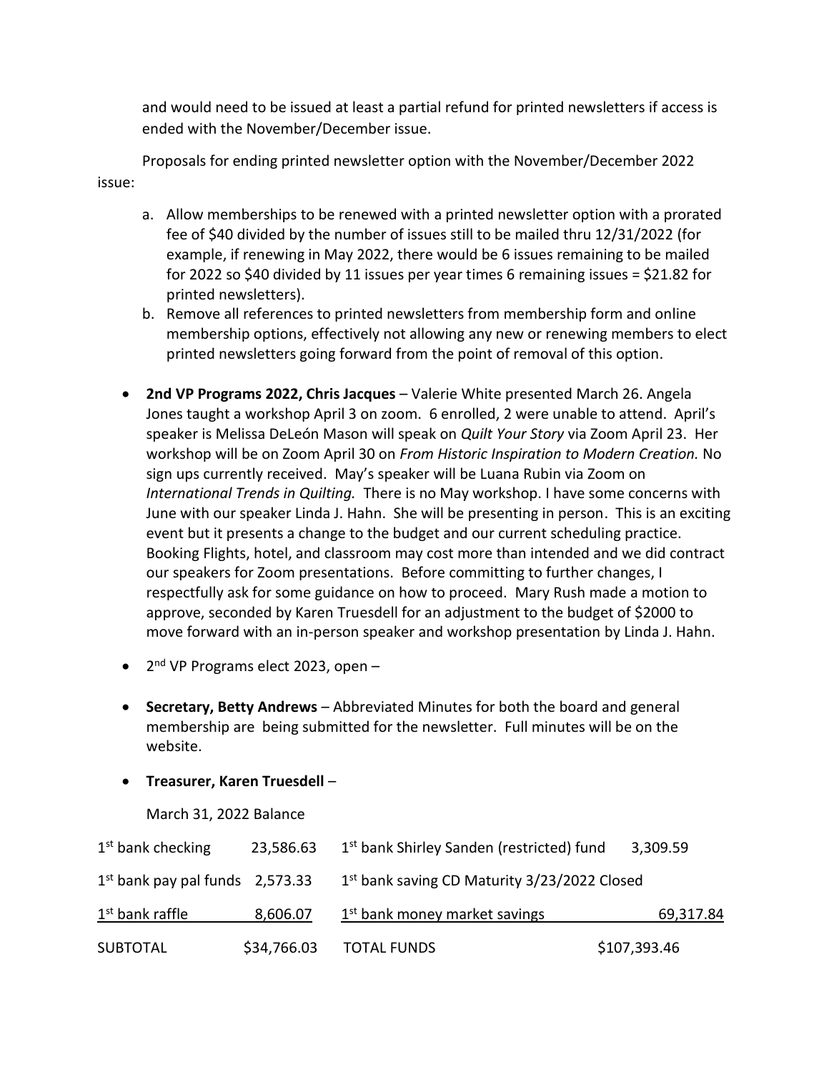and would need to be issued at least a partial refund for printed newsletters if access is ended with the November/December issue.

Proposals for ending printed newsletter option with the November/December 2022 issue:

a. Allow memberships to be renewed with a printed newsletter option with a prorated fee of $40 divided by the number of issues still to be mailed thru 12/31/2022 (for example, if renewing in May 2022, there would be 6 issues remaining to be mailed for 2022 so $40 divided by 11 issues per year times 6 remaining issues = $21.82 for printed newsletters).
b. Remove all references to printed newsletters from membership form and online membership options, effectively not allowing any new or renewing members to elect printed newsletters going forward from the point of removal of this option.

- **2nd VP Programs 2022, Chris Jacques** – Valerie White presented March 26. Angela Jones taught a workshop April 3 on zoom. 6 enrolled, 2 were unable to attend. April's speaker is Melissa DeLeón Mason will speak on *Quilt Your Story* via Zoom April 23. Her workshop will be on Zoom April 30 on *From Historic Inspiration to Modern Creation.* No sign ups currently received. May's speaker will be Luana Rubin via Zoom on *International Trends in Quilting.* There is no May workshop. I have some concerns with June with our speaker Linda J. Hahn. She will be presenting in person. This is an exciting event but it presents a change to the budget and our current scheduling practice. Booking Flights, hotel, and classroom may cost more than intended and we did contract our speakers for Zoom presentations. Before committing to further changes, I respectfully ask for some guidance on how to proceed. Mary Rush made a motion to approve, seconded by Karen Truesdell for an adjustment to the budget of $2000 to move forward with an in-person speaker and workshop presentation by Linda J. Hahn.

- 2nd VP Programs elect 2023, open –

- **Secretary, Betty Andrews** – Abbreviated Minutes for both the board and general membership are being submitted for the newsletter. Full minutes will be on the website.

- **Treasurer, Karen Truesdell** –

March 31, 2022 Balance

| | | | |
|---|---|---|---|
| 1st bank checking | 23,586.63 | 1st bank Shirley Sanden (restricted) fund | 3,309.59 |
| 1st bank pay pal funds | 2,573.33 | 1st bank saving CD Maturity 3/23/2022 Closed | |
| 1st bank raffle | 8,606.07 | 1st bank money market savings | 69,317.84 |
| SUBTOTAL | $34,766.03 | TOTAL FUNDS | $107,393.46 |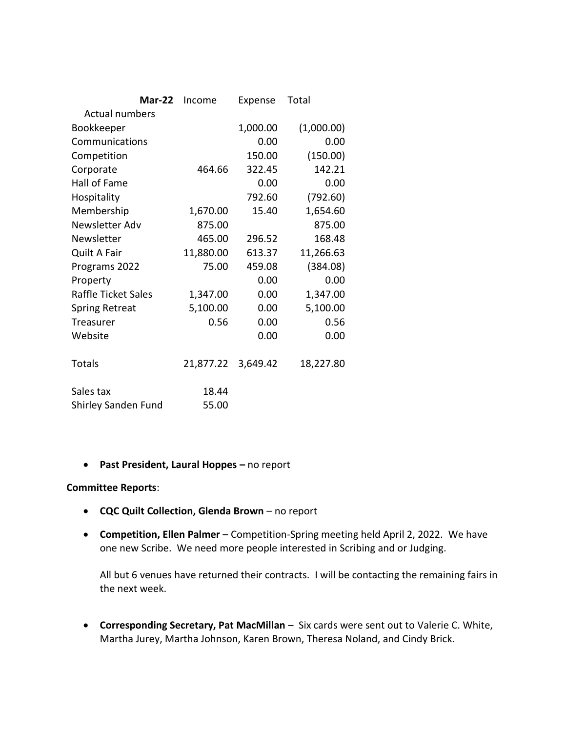| **Mar-22** | Income | Expense | Total |
|---|---|---|---|
| Actual numbers | | | |
| Bookkeeper | | 1,000.00 | (1,000.00) |
| Communications | | 0.00 | 0.00 |
| Competition | | 150.00 | (150.00) |
| Corporate | 464.66 | 322.45 | 142.21 |
| Hall of Fame | | 0.00 | 0.00 |
| Hospitality | | 792.60 | (792.60) |
| Membership | 1,670.00 | 15.40 | 1,654.60 |
| Newsletter Adv | 875.00 | | 875.00 |
| Newsletter | 465.00 | 296.52 | 168.48 |
| Quilt A Fair | 11,880.00 | 613.37 | 11,266.63 |
| Programs 2022 | 75.00 | 459.08 | (384.08) |
| Property | | 0.00 | 0.00 |
| Raffle Ticket Sales | 1,347.00 | 0.00 | 1,347.00 |
| Spring Retreat | 5,100.00 | 0.00 | 5,100.00 |
| Treasurer | 0.56 | 0.00 | 0.56 |
| Website | | 0.00 | 0.00 |
| | | | |
| Totals | 21,877.22 | 3,649.42 | 18,227.80 |
| | | | |
| Sales tax | 18.44 | | |
| Shirley Sanden Fund | 55.00 | | |

- **Past President, Laural Hoppes –** no report

**Committee Reports**:

- **CQC Quilt Collection, Glenda Brown** – no report

- **Competition, Ellen Palmer** – Competition-Spring meeting held April 2, 2022. We have one new Scribe. We need more people interested in Scribing and or Judging.

  All but 6 venues have returned their contracts. I will be contacting the remaining fairs in the next week.

- **Corresponding Secretary, Pat MacMillan** – Six cards were sent out to Valerie C. White, Martha Jurey, Martha Johnson, Karen Brown, Theresa Noland, and Cindy Brick.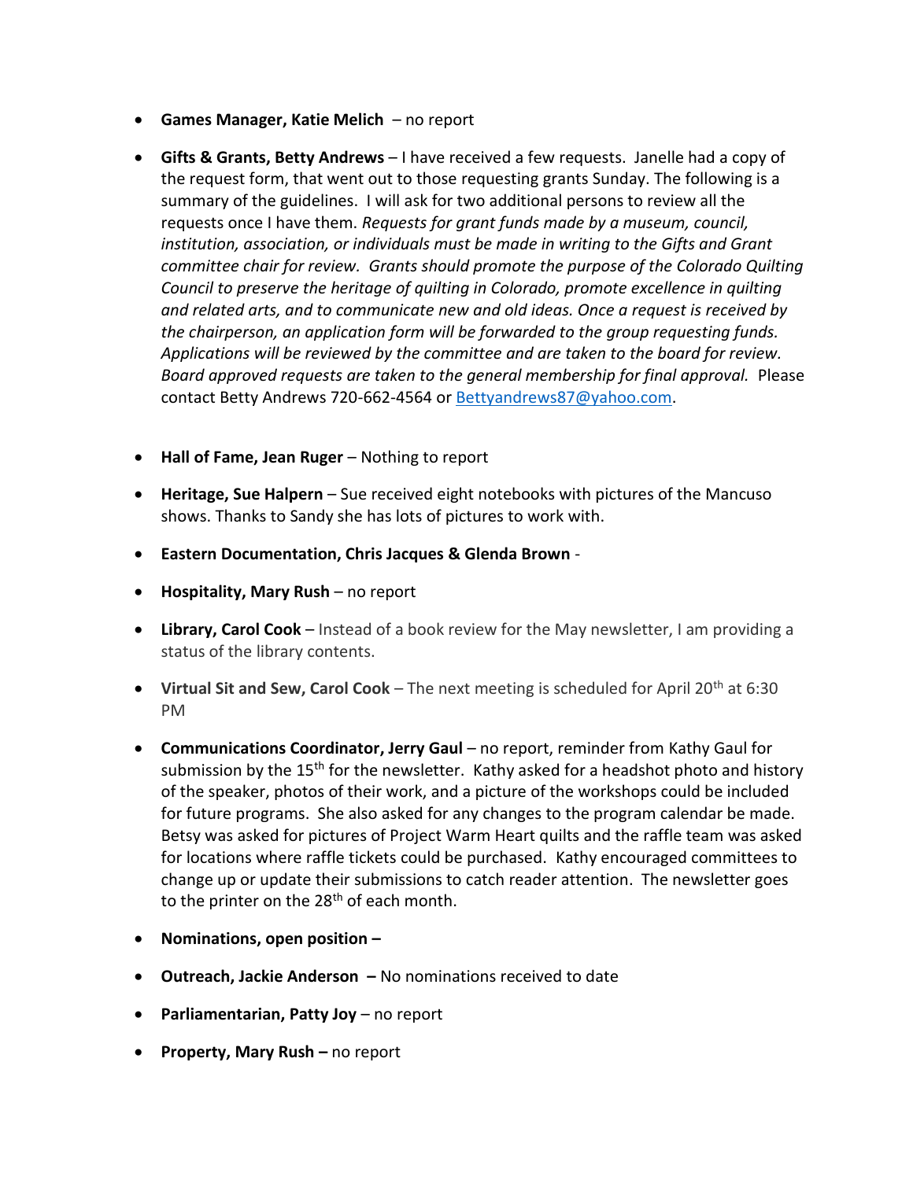- **Games Manager, Katie Melich** – no report

- **Gifts & Grants, Betty Andrews** – I have received a few requests. Janelle had a copy of the request form, that went out to those requesting grants Sunday. The following is a summary of the guidelines. I will ask for two additional persons to review all the requests once I have them. *Requests for grant funds made by a museum, council, institution, association, or individuals must be made in writing to the Gifts and Grant committee chair for review. Grants should promote the purpose of the Colorado Quilting Council to preserve the heritage of quilting in Colorado, promote excellence in quilting and related arts, and to communicate new and old ideas. Once a request is received by the chairperson, an application form will be forwarded to the group requesting funds. Applications will be reviewed by the committee and are taken to the board for review. Board approved requests are taken to the general membership for final approval.* Please contact Betty Andrews 720-662-4564 or Bettyandrews87@yahoo.com.

- **Hall of Fame, Jean Ruger** – Nothing to report

- **Heritage, Sue Halpern** – Sue received eight notebooks with pictures of the Mancuso shows. Thanks to Sandy she has lots of pictures to work with.

- **Eastern Documentation, Chris Jacques & Glenda Brown** -

- **Hospitality, Mary Rush** – no report

- **Library, Carol Cook** – Instead of a book review for the May newsletter, I am providing a status of the library contents.

- **Virtual Sit and Sew, Carol Cook** – The next meeting is scheduled for April 20th at 6:30 PM

- **Communications Coordinator, Jerry Gaul** – no report, reminder from Kathy Gaul for submission by the 15th for the newsletter. Kathy asked for a headshot photo and history of the speaker, photos of their work, and a picture of the workshops could be included for future programs. She also asked for any changes to the program calendar be made. Betsy was asked for pictures of Project Warm Heart quilts and the raffle team was asked for locations where raffle tickets could be purchased. Kathy encouraged committees to change up or update their submissions to catch reader attention. The newsletter goes to the printer on the 28th of each month.

- **Nominations, open position –**

- **Outreach, Jackie Anderson –** No nominations received to date

- **Parliamentarian, Patty Joy** – no report

- **Property, Mary Rush –** no report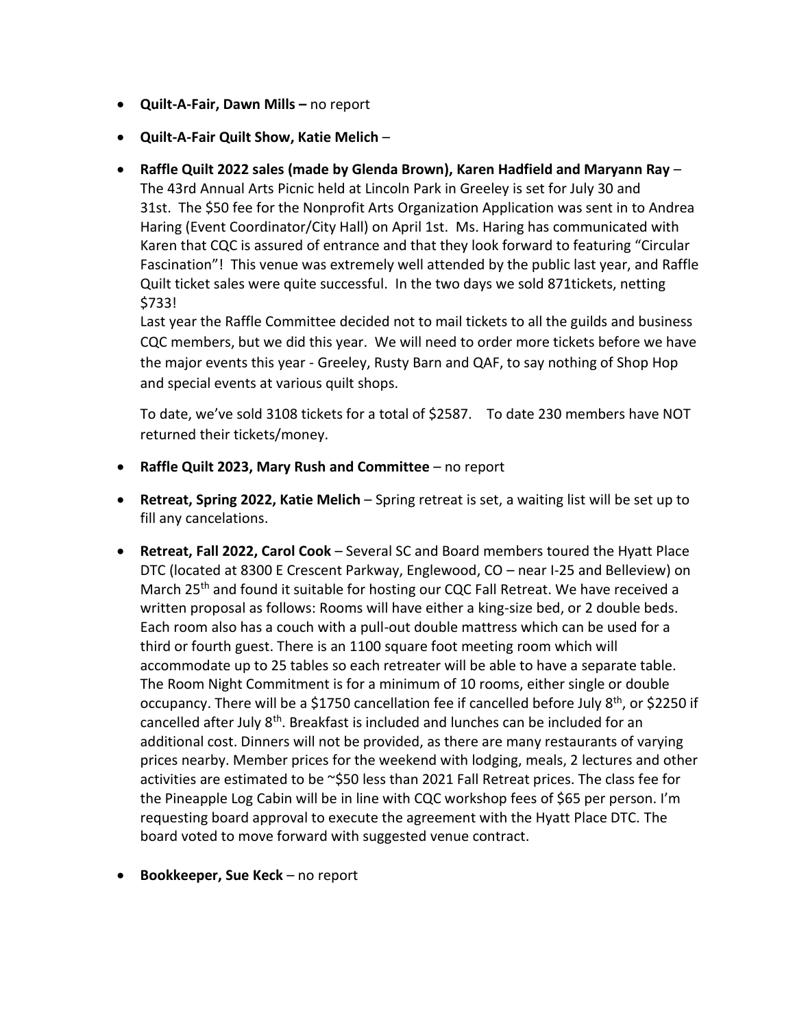- **Quilt-A-Fair, Dawn Mills –** no report
- **Quilt-A-Fair Quilt Show, Katie Melich** –
- **Raffle Quilt 2022 sales (made by Glenda Brown), Karen Hadfield and Maryann Ray** – The 43rd Annual Arts Picnic held at Lincoln Park in Greeley is set for July 30 and 31st. The $50 fee for the Nonprofit Arts Organization Application was sent in to Andrea Haring (Event Coordinator/City Hall) on April 1st. Ms. Haring has communicated with Karen that CQC is assured of entrance and that they look forward to featuring "Circular Fascination"! This venue was extremely well attended by the public last year, and Raffle Quilt ticket sales were quite successful. In the two days we sold 871tickets, netting $733!

  Last year the Raffle Committee decided not to mail tickets to all the guilds and business CQC members, but we did this year. We will need to order more tickets before we have the major events this year - Greeley, Rusty Barn and QAF, to say nothing of Shop Hop and special events at various quilt shops.

  To date, we've sold 3108 tickets for a total of $2587. To date 230 members have NOT returned their tickets/money.
- **Raffle Quilt 2023, Mary Rush and Committee** – no report
- **Retreat, Spring 2022, Katie Melich** – Spring retreat is set, a waiting list will be set up to fill any cancelations.
- **Retreat, Fall 2022, Carol Cook** – Several SC and Board members toured the Hyatt Place DTC (located at 8300 E Crescent Parkway, Englewood, CO – near I-25 and Belleview) on March 25th and found it suitable for hosting our CQC Fall Retreat. We have received a written proposal as follows: Rooms will have either a king-size bed, or 2 double beds. Each room also has a couch with a pull-out double mattress which can be used for a third or fourth guest. There is an 1100 square foot meeting room which will accommodate up to 25 tables so each retreater will be able to have a separate table. The Room Night Commitment is for a minimum of 10 rooms, either single or double occupancy. There will be a $1750 cancellation fee if cancelled before July 8th, or $2250 if cancelled after July 8th. Breakfast is included and lunches can be included for an additional cost. Dinners will not be provided, as there are many restaurants of varying prices nearby. Member prices for the weekend with lodging, meals, 2 lectures and other activities are estimated to be ~$50 less than 2021 Fall Retreat prices. The class fee for the Pineapple Log Cabin will be in line with CQC workshop fees of $65 per person. I'm requesting board approval to execute the agreement with the Hyatt Place DTC. The board voted to move forward with suggested venue contract.
- **Bookkeeper, Sue Keck** – no report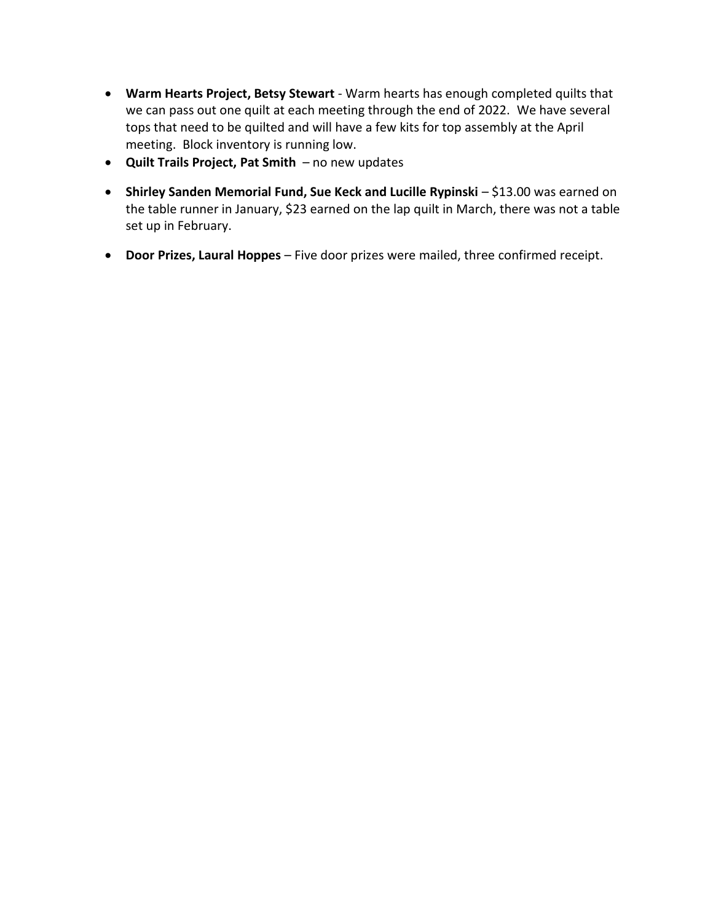- **Warm Hearts Project, Betsy Stewart** - Warm hearts has enough completed quilts that we can pass out one quilt at each meeting through the end of 2022. We have several tops that need to be quilted and will have a few kits for top assembly at the April meeting. Block inventory is running low.
- **Quilt Trails Project, Pat Smith** – no new updates
- **Shirley Sanden Memorial Fund, Sue Keck and Lucille Rypinski** – $13.00 was earned on the table runner in January, $23 earned on the lap quilt in March, there was not a table set up in February.
- **Door Prizes, Laural Hoppes** – Five door prizes were mailed, three confirmed receipt.